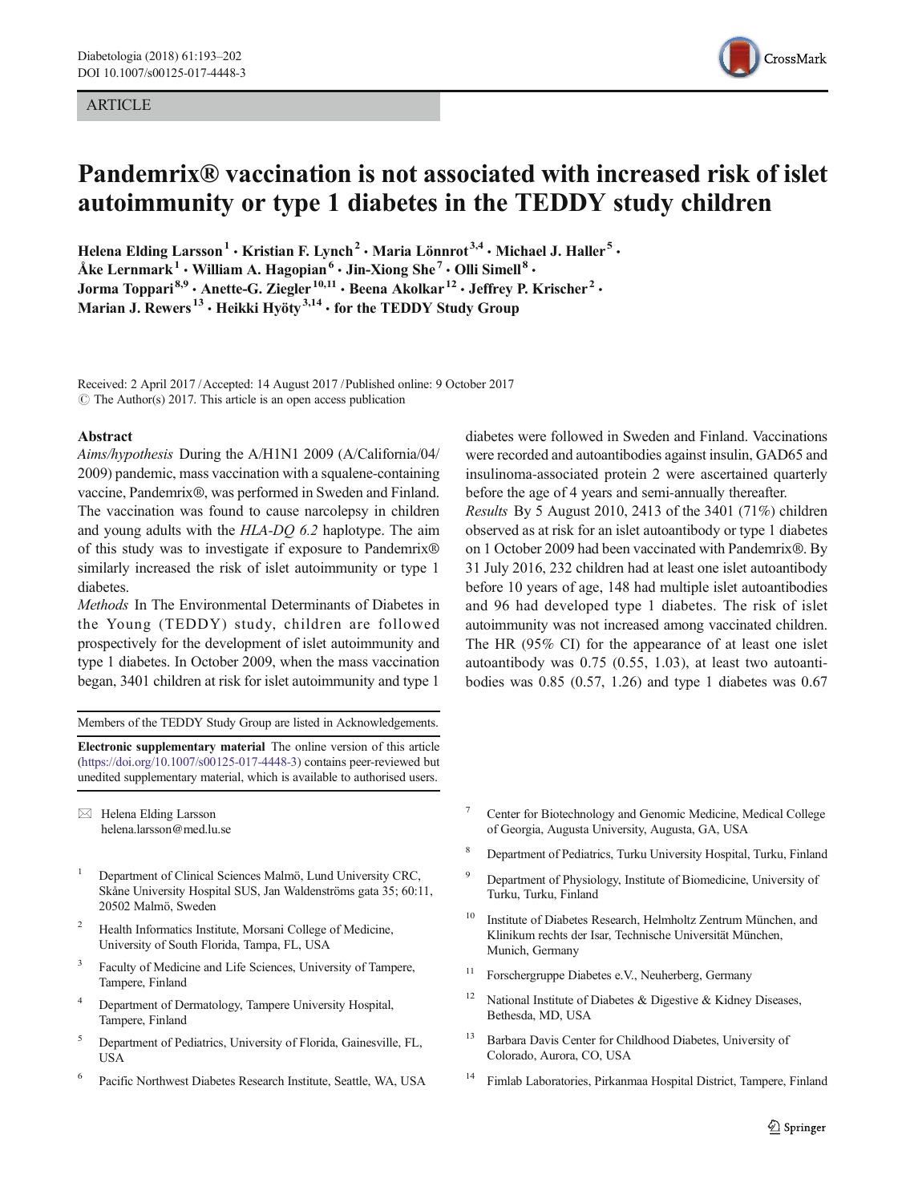ARTICLE

# Pandemrix® vaccination is not associated with increased risk of islet autoimmunity or type 1 diabetes in the TEDDY study children

**Helena Elding Larsson[1] · Kristian F. Lynch[2] · Maria Lönnrot[3,4] · Michael J. Haller[5] · Åke Lernmark[1] · William A. Hagopian[6] · Jin-Xiong She[7] · Olli Simell[8] · Jorma Toppari[8,9] · Anette-G. Ziegler[10,11] · Beena Akolkar[12] · Jeffrey P. Krischer[2] · Marian J. Rewers[13] · Heikki Hyöty[3,14] · for the TEDDY Study Group**

Received: 2 April 2017 / Accepted: 14 August 2017 / Published online: 9 October 2017
© The Author(s) 2017. This article is an open access publication

## Abstract

*Aims/hypothesis* During the A/H1N1 2009 (A/California/04/2009) pandemic, mass vaccination with a squalene-containing vaccine, Pandemrix®, was performed in Sweden and Finland. The vaccination was found to cause narcolepsy in children and young adults with the *HLA-DQ 6.2* haplotype. The aim of this study was to investigate if exposure to Pandemrix® similarly increased the risk of islet autoimmunity or type 1 diabetes.

*Methods* In The Environmental Determinants of Diabetes in the Young (TEDDY) study, children are followed prospectively for the development of islet autoimmunity and type 1 diabetes. In October 2009, when the mass vaccination began, 3401 children at risk for islet autoimmunity and type 1 diabetes were followed in Sweden and Finland. Vaccinations were recorded and autoantibodies against insulin, GAD65 and insulinoma-associated protein 2 were ascertained quarterly before the age of 4 years and semi-annually thereafter.

*Results* By 5 August 2010, 2413 of the 3401 (71%) children observed as at risk for an islet autoantibody or type 1 diabetes on 1 October 2009 had been vaccinated with Pandemrix®. By 31 July 2016, 232 children had at least one islet autoantibody before 10 years of age, 148 had multiple islet autoantibodies and 96 had developed type 1 diabetes. The risk of islet autoimmunity was not increased among vaccinated children. The HR (95% CI) for the appearance of at least one islet autoantibody was 0.75 (0.55, 1.03), at least two autoantibodies was 0.85 (0.57, 1.26) and type 1 diabetes was 0.67

---

Members of the TEDDY Study Group are listed in Acknowledgements.

**Electronic supplementary material** The online version of this article (https://doi.org/10.1007/s00125-017-4448-3) contains peer-reviewed but unedited supplementary material, which is available to authorised users.

✉ Helena Elding Larsson
helena.larsson@med.lu.se

1. Department of Clinical Sciences Malmö, Lund University CRC, Skåne University Hospital SUS, Jan Waldenströms gata 35; 60:11, 20502 Malmö, Sweden
2. Health Informatics Institute, Morsani College of Medicine, University of South Florida, Tampa, FL, USA
3. Faculty of Medicine and Life Sciences, University of Tampere, Tampere, Finland
4. Department of Dermatology, Tampere University Hospital, Tampere, Finland
5. Department of Pediatrics, University of Florida, Gainesville, FL, USA
6. Pacific Northwest Diabetes Research Institute, Seattle, WA, USA
7. Center for Biotechnology and Genomic Medicine, Medical College of Georgia, Augusta University, Augusta, GA, USA
8. Department of Pediatrics, Turku University Hospital, Turku, Finland
9. Department of Physiology, Institute of Biomedicine, University of Turku, Turku, Finland
10. Institute of Diabetes Research, Helmholtz Zentrum München, and Klinikum rechts der Isar, Technische Universität München, Munich, Germany
11. Forschergruppe Diabetes e.V., Neuherberg, Germany
12. National Institute of Diabetes & Digestive & Kidney Diseases, Bethesda, MD, USA
13. Barbara Davis Center for Childhood Diabetes, University of Colorado, Aurora, CO, USA
14. Fimlab Laboratories, Pirkanmaa Hospital District, Tampere, Finland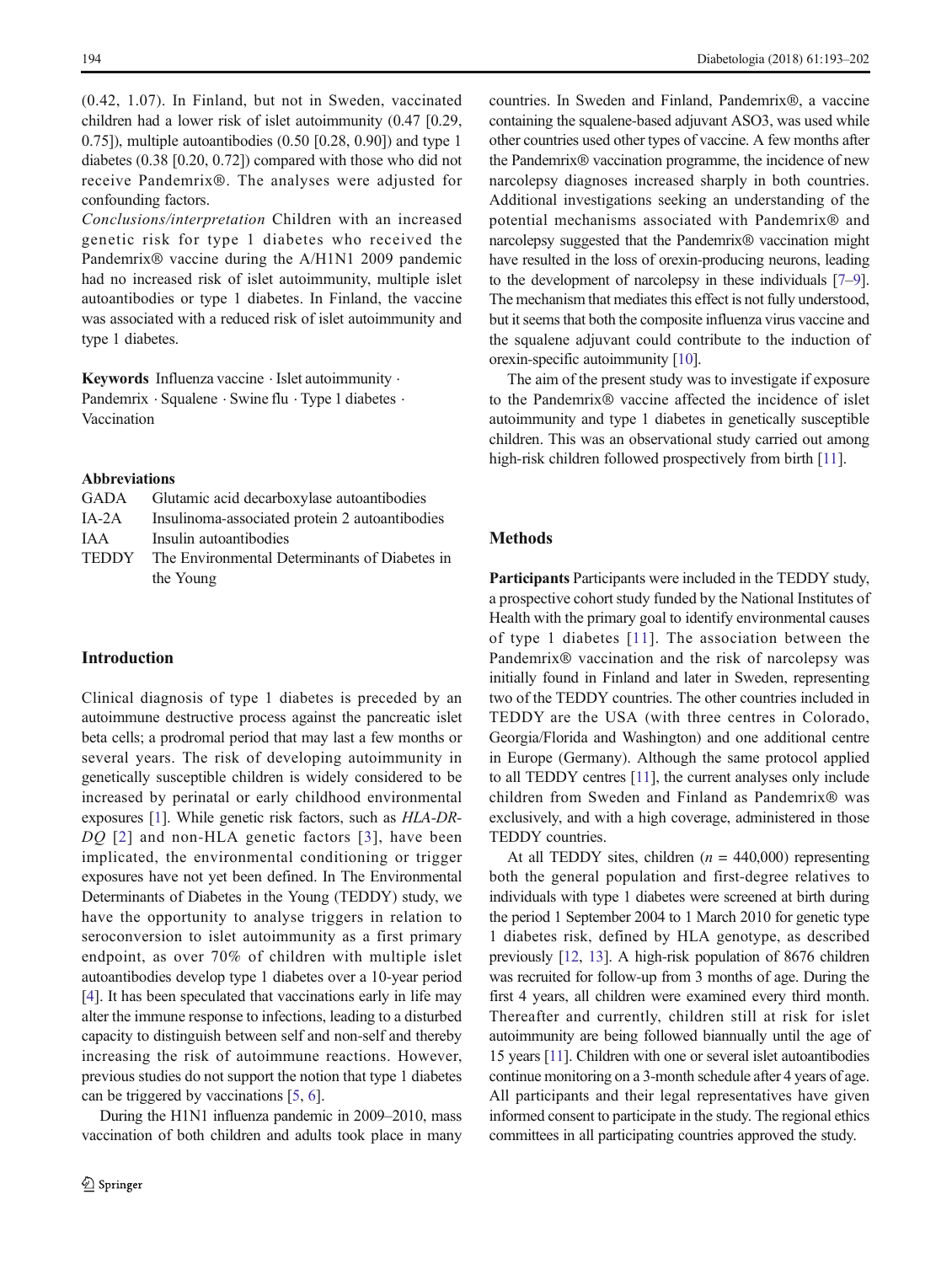(0.42, 1.07). In Finland, but not in Sweden, vaccinated children had a lower risk of islet autoimmunity (0.47 [0.29, 0.75]), multiple autoantibodies (0.50 [0.28, 0.90]) and type 1 diabetes (0.38 [0.20, 0.72]) compared with those who did not receive Pandemrix®. The analyses were adjusted for confounding factors.

*Conclusions/interpretation* Children with an increased genetic risk for type 1 diabetes who received the Pandemrix® vaccine during the A/H1N1 2009 pandemic had no increased risk of islet autoimmunity, multiple islet autoantibodies or type 1 diabetes. In Finland, the vaccine was associated with a reduced risk of islet autoimmunity and type 1 diabetes.

**Keywords** Influenza vaccine · Islet autoimmunity · Pandemrix · Squalene · Swine flu · Type 1 diabetes · Vaccination

**Abbreviations**

GADA Glutamic acid decarboxylase autoantibodies
IA-2A Insulinoma-associated protein 2 autoantibodies
IAA Insulin autoantibodies
TEDDY The Environmental Determinants of Diabetes in the Young

## Introduction

Clinical diagnosis of type 1 diabetes is preceded by an autoimmune destructive process against the pancreatic islet beta cells; a prodromal period that may last a few months or several years. The risk of developing autoimmunity in genetically susceptible children is widely considered to be increased by perinatal or early childhood environmental exposures [1]. While genetic risk factors, such as *HLA-DR-DQ* [2] and non-HLA genetic factors [3], have been implicated, the environmental conditioning or trigger exposures have not yet been defined. In The Environmental Determinants of Diabetes in the Young (TEDDY) study, we have the opportunity to analyse triggers in relation to seroconversion to islet autoimmunity as a first primary endpoint, as over 70% of children with multiple islet autoantibodies develop type 1 diabetes over a 10-year period [4]. It has been speculated that vaccinations early in life may alter the immune response to infections, leading to a disturbed capacity to distinguish between self and non-self and thereby increasing the risk of autoimmune reactions. However, previous studies do not support the notion that type 1 diabetes can be triggered by vaccinations [5, 6].

During the H1N1 influenza pandemic in 2009–2010, mass vaccination of both children and adults took place in many countries. In Sweden and Finland, Pandemrix®, a vaccine containing the squalene-based adjuvant ASO3, was used while other countries used other types of vaccine. A few months after the Pandemrix® vaccination programme, the incidence of new narcolepsy diagnoses increased sharply in both countries. Additional investigations seeking an understanding of the potential mechanisms associated with Pandemrix® and narcolepsy suggested that the Pandemrix® vaccination might have resulted in the loss of orexin-producing neurons, leading to the development of narcolepsy in these individuals [7–9]. The mechanism that mediates this effect is not fully understood, but it seems that both the composite influenza virus vaccine and the squalene adjuvant could contribute to the induction of orexin-specific autoimmunity [10].

The aim of the present study was to investigate if exposure to the Pandemrix® vaccine affected the incidence of islet autoimmunity and type 1 diabetes in genetically susceptible children. This was an observational study carried out among high-risk children followed prospectively from birth [11].

## Methods

**Participants** Participants were included in the TEDDY study, a prospective cohort study funded by the National Institutes of Health with the primary goal to identify environmental causes of type 1 diabetes [11]. The association between the Pandemrix® vaccination and the risk of narcolepsy was initially found in Finland and later in Sweden, representing two of the TEDDY countries. The other countries included in TEDDY are the USA (with three centres in Colorado, Georgia/Florida and Washington) and one additional centre in Europe (Germany). Although the same protocol applied to all TEDDY centres [11], the current analyses only include children from Sweden and Finland as Pandemrix® was exclusively, and with a high coverage, administered in those TEDDY countries.

At all TEDDY sites, children ($n$ = 440,000) representing both the general population and first-degree relatives to individuals with type 1 diabetes were screened at birth during the period 1 September 2004 to 1 March 2010 for genetic type 1 diabetes risk, defined by HLA genotype, as described previously [12, 13]. A high-risk population of 8676 children was recruited for follow-up from 3 months of age. During the first 4 years, all children were examined every third month. Thereafter and currently, children still at risk for islet autoimmunity are being followed biannually until the age of 15 years [11]. Children with one or several islet autoantibodies continue monitoring on a 3-month schedule after 4 years of age. All participants and their legal representatives have given informed consent to participate in the study. The regional ethics committees in all participating countries approved the study.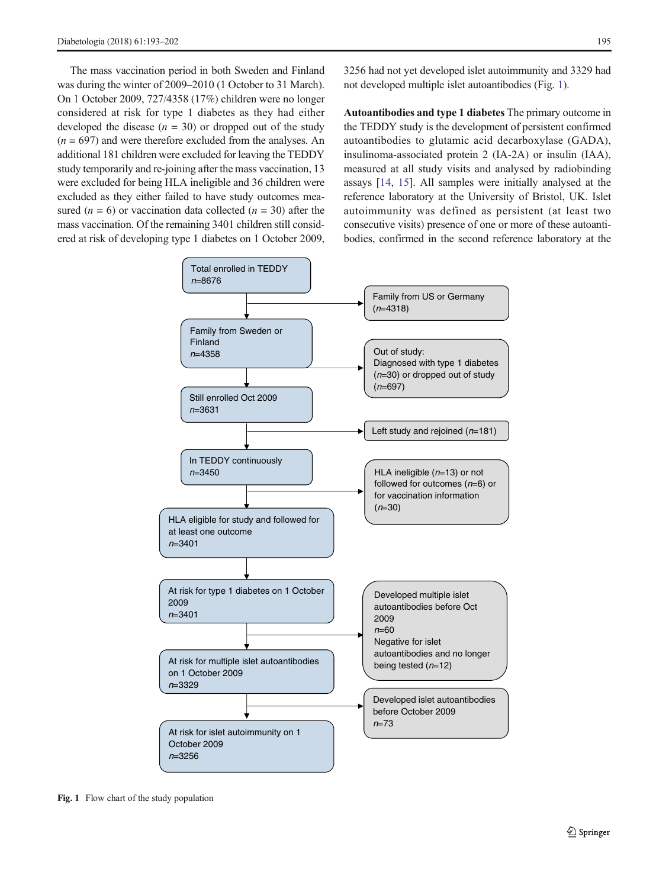The mass vaccination period in both Sweden and Finland was during the winter of 2009–2010 (1 October to 31 March). On 1 October 2009, 727/4358 (17%) children were no longer considered at risk for type 1 diabetes as they had either developed the disease ($n$ = 30) or dropped out of the study ($n$ = 697) and were therefore excluded from the analyses. An additional 181 children were excluded for leaving the TEDDY study temporarily and re-joining after the mass vaccination, 13 were excluded for being HLA ineligible and 36 children were excluded as they either failed to have study outcomes measured ($n$ = 6) or vaccination data collected ($n$ = 30) after the mass vaccination. Of the remaining 3401 children still considered at risk of developing type 1 diabetes on 1 October 2009, 3256 had not yet developed islet autoimmunity and 3329 had not developed multiple islet autoantibodies (Fig. 1).

**Autoantibodies and type 1 diabetes** The primary outcome in the TEDDY study is the development of persistent confirmed autoantibodies to glutamic acid decarboxylase (GADA), insulinoma-associated protein 2 (IA-2A) or insulin (IAA), measured at all study visits and analysed by radiobinding assays [14, 15]. All samples were initially analysed at the reference laboratory at the University of Bristol, UK. Islet autoimmunity was defined as persistent (at least two consecutive visits) presence of one or more of these autoantibodies, confirmed in the second reference laboratory at the

Total enrolled in TEDDY
$n$=8676

Family from US or Germany
($n$=4318)

Family from Sweden or Finland
$n$=4358

Out of study:
Diagnosed with type 1 diabetes ($n$=30) or dropped out of study ($n$=697)

Still enrolled Oct 2009
$n$=3631

Left study and rejoined ($n$=181)

In TEDDY continuously
$n$=3450

HLA ineligible ($n$=13) or not followed for outcomes ($n$=6) or for vaccination information ($n$=30)

HLA eligible for study and followed for at least one outcome
$n$=3401

At risk for type 1 diabetes on 1 October 2009
$n$=3401

Developed multiple islet autoantibodies before Oct 2009
$n$=60
Negative for islet autoantibodies and no longer being tested ($n$=12)

At risk for multiple islet autoantibodies on 1 October 2009
$n$=3329

Developed islet autoantibodies before October 2009
$n$=73

At risk for islet autoimmunity on 1 October 2009
$n$=3256

**Fig. 1** Flow chart of the study population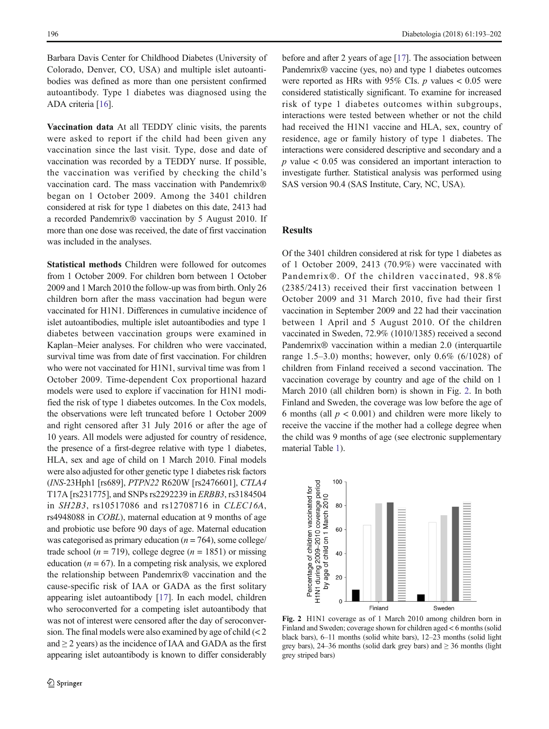Barbara Davis Center for Childhood Diabetes (University of Colorado, Denver, CO, USA) and multiple islet autoantibodies was defined as more than one persistent confirmed autoantibody. Type 1 diabetes was diagnosed using the ADA criteria [16].

**Vaccination data** At all TEDDY clinic visits, the parents were asked to report if the child had been given any vaccination since the last visit. Type, dose and date of vaccination was recorded by a TEDDY nurse. If possible, the vaccination was verified by checking the child's vaccination card. The mass vaccination with Pandemrix® began on 1 October 2009. Among the 3401 children considered at risk for type 1 diabetes on this date, 2413 had a recorded Pandemrix® vaccination by 5 August 2010. If more than one dose was received, the date of first vaccination was included in the analyses.

**Statistical methods** Children were followed for outcomes from 1 October 2009. For children born between 1 October 2009 and 1 March 2010 the follow-up was from birth. Only 26 children born after the mass vaccination had begun were vaccinated for H1N1. Differences in cumulative incidence of islet autoantibodies, multiple islet autoantibodies and type 1 diabetes between vaccination groups were examined in Kaplan–Meier analyses. For children who were vaccinated, survival time was from date of first vaccination. For children who were not vaccinated for H1N1, survival time was from 1 October 2009. Time-dependent Cox proportional hazard models were used to explore if vaccination for H1N1 modified the risk of type 1 diabetes outcomes. In the Cox models, the observations were left truncated before 1 October 2009 and right censored after 31 July 2016 or after the age of 10 years. All models were adjusted for country of residence, the presence of a first-degree relative with type 1 diabetes, HLA, sex and age of child on 1 March 2010. Final models were also adjusted for other genetic type 1 diabetes risk factors (*INS*-23Hph1 [rs689], *PTPN22* R620W [rs2476601], *CTLA4* T17A [rs231775], and SNPs rs2292239 in *ERBB3*, rs3184504 in *SH2B3*, rs10517086 and rs12708716 in *CLEC16A*, rs4948088 in *COBL*), maternal education at 9 months of age and probiotic use before 90 days of age. Maternal education was categorised as primary education ($n = 764$), some college/trade school ($n = 719$), college degree ($n = 1851$) or missing education ($n = 67$). In a competing risk analysis, we explored the relationship between Pandemrix® vaccination and the cause-specific risk of IAA or GADA as the first solitary appearing islet autoantibody [17]. In each model, children who seroconverted for a competing islet autoantibody that was not of interest were censored after the day of seroconversion. The final models were also examined by age of child ($< 2$ and $\geq 2$ years) as the incidence of IAA and GADA as the first appearing islet autoantibody is known to differ considerably before and after 2 years of age [17]. The association between Pandemrix® vaccine (yes, no) and type 1 diabetes outcomes were reported as HRs with 95% CIs. $p$ values $< 0.05$ were considered statistically significant. To examine for increased risk of type 1 diabetes outcomes within subgroups, interactions were tested between whether or not the child had received the H1N1 vaccine and HLA, sex, country of residence, age or family history of type 1 diabetes. The interactions were considered descriptive and secondary and a $p$ value $< 0.05$ was considered an important interaction to investigate further. Statistical analysis was performed using SAS version 90.4 (SAS Institute, Cary, NC, USA).

## Results

Of the 3401 children considered at risk for type 1 diabetes as of 1 October 2009, 2413 (70.9%) were vaccinated with Pandemrix®. Of the children vaccinated, 98.8% (2385/2413) received their first vaccination between 1 October 2009 and 31 March 2010, five had their first vaccination in September 2009 and 22 had their vaccination between 1 April and 5 August 2010. Of the children vaccinated in Sweden, 72.9% (1010/1385) received a second Pandemrix® vaccination within a median 2.0 (interquartile range 1.5–3.0) months; however, only 0.6% (6/1028) of children from Finland received a second vaccination. The vaccination coverage by country and age of the child on 1 March 2010 (all children born) is shown in Fig. 2. In both Finland and Sweden, the coverage was low before the age of 6 months (all $p < 0.001$) and children were more likely to receive the vaccine if the mother had a college degree when the child was 9 months of age (see electronic supplementary material Table 1).

**Fig. 2** H1N1 coverage as of 1 March 2010 among children born in Finland and Sweden; coverage shown for children aged < 6 months (solid black bars), 6–11 months (solid white bars), 12–23 months (solid light grey bars), 24–36 months (solid dark grey bars) and ≥ 36 months (light grey striped bars)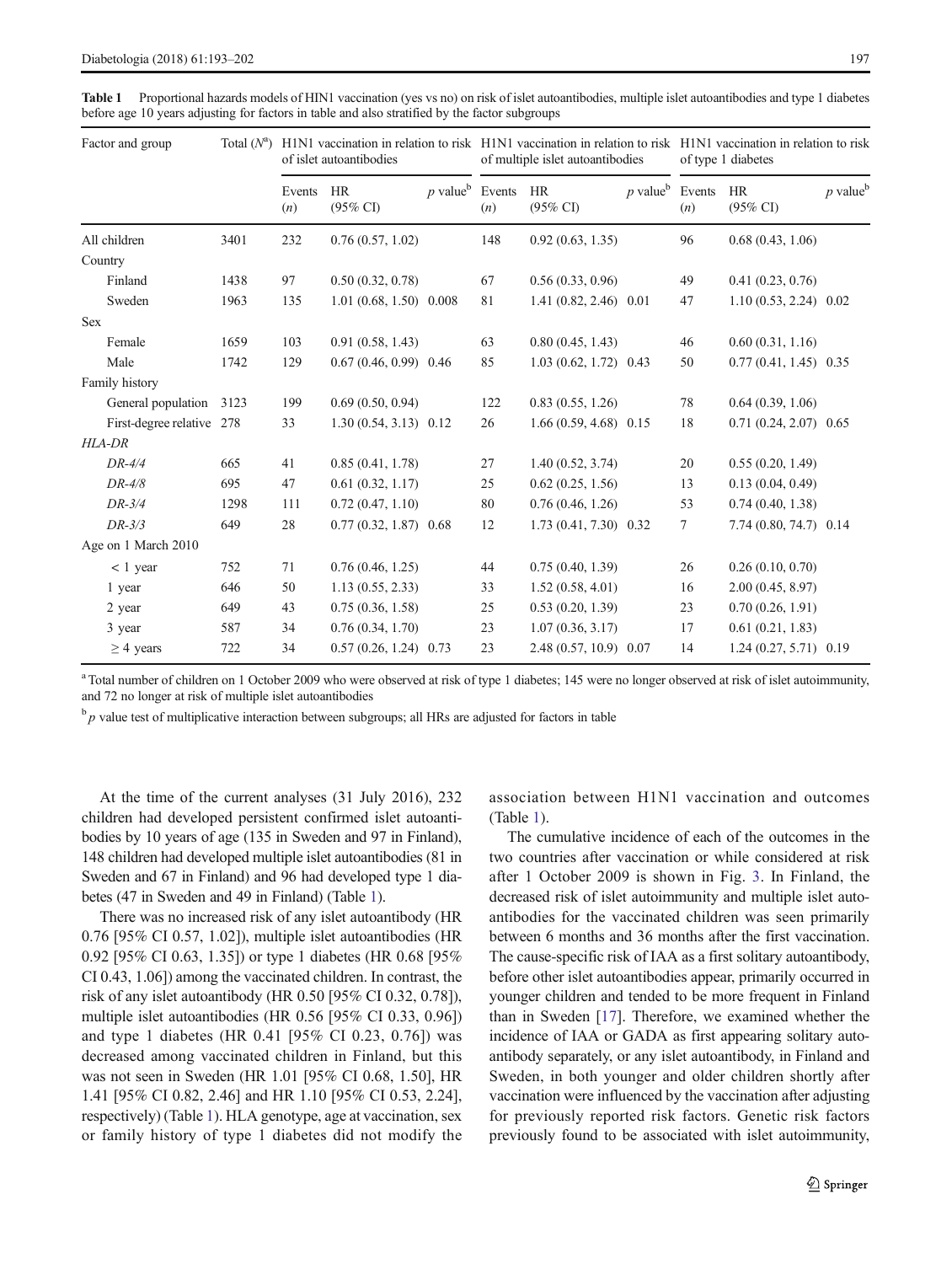**Table 1** Proportional hazards models of HIN1 vaccination (yes vs no) on risk of islet autoantibodies, multiple islet autoantibodies and type 1 diabetes before age 10 years adjusting for factors in table and also stratified by the factor subgroups

| Factor and group | Total ($N$[a]) | H1N1 vaccination in relation to risk of islet autoantibodies | | | H1N1 vaccination in relation to risk of multiple islet autoantibodies | | | H1N1 vaccination in relation to risk of type 1 diabetes | | |
|---|---|---|---|---|---|---|---|---|---|---|
| | | Events ($n$) | HR (95% CI) | $p$ value[b] | Events ($n$) | HR (95% CI) | $p$ value[b] | Events ($n$) | HR (95% CI) | $p$ value[b] |
| All children | 3401 | 232 | 0.76 (0.57, 1.02) | | 148 | 0.92 (0.63, 1.35) | | 96 | 0.68 (0.43, 1.06) | |
| Country | | | | | | | | | | |
| Finland | 1438 | 97 | 0.50 (0.32, 0.78) | | 67 | 0.56 (0.33, 0.96) | | 49 | 0.41 (0.23, 0.76) | |
| Sweden | 1963 | 135 | 1.01 (0.68, 1.50) | 0.008 | 81 | 1.41 (0.82, 2.46) | 0.01 | 47 | 1.10 (0.53, 2.24) | 0.02 |
| Sex | | | | | | | | | | |
| Female | 1659 | 103 | 0.91 (0.58, 1.43) | | 63 | 0.80 (0.45, 1.43) | | 46 | 0.60 (0.31, 1.16) | |
| Male | 1742 | 129 | 0.67 (0.46, 0.99) | 0.46 | 85 | 1.03 (0.62, 1.72) | 0.43 | 50 | 0.77 (0.41, 1.45) | 0.35 |
| Family history | | | | | | | | | | |
| General population | 3123 | 199 | 0.69 (0.50, 0.94) | | 122 | 0.83 (0.55, 1.26) | | 78 | 0.64 (0.39, 1.06) | |
| First-degree relative | 278 | 33 | 1.30 (0.54, 3.13) | 0.12 | 26 | 1.66 (0.59, 4.68) | 0.15 | 18 | 0.71 (0.24, 2.07) | 0.65 |
| *HLA-DR* | | | | | | | | | | |
| *DR-4/4* | 665 | 41 | 0.85 (0.41, 1.78) | | 27 | 1.40 (0.52, 3.74) | | 20 | 0.55 (0.20, 1.49) | |
| *DR-4/8* | 695 | 47 | 0.61 (0.32, 1.17) | | 25 | 0.62 (0.25, 1.56) | | 13 | 0.13 (0.04, 0.49) | |
| *DR-3/4* | 1298 | 111 | 0.72 (0.47, 1.10) | | 80 | 0.76 (0.46, 1.26) | | 53 | 0.74 (0.40, 1.38) | |
| *DR-3/3* | 649 | 28 | 0.77 (0.32, 1.87) | 0.68 | 12 | 1.73 (0.41, 7.30) | 0.32 | 7 | 7.74 (0.80, 74.7) | 0.14 |
| Age on 1 March 2010 | | | | | | | | | | |
| < 1 year | 752 | 71 | 0.76 (0.46, 1.25) | | 44 | 0.75 (0.40, 1.39) | | 26 | 0.26 (0.10, 0.70) | |
| 1 year | 646 | 50 | 1.13 (0.55, 2.33) | | 33 | 1.52 (0.58, 4.01) | | 16 | 2.00 (0.45, 8.97) | |
| 2 year | 649 | 43 | 0.75 (0.36, 1.58) | | 25 | 0.53 (0.20, 1.39) | | 23 | 0.70 (0.26, 1.91) | |
| 3 year | 587 | 34 | 0.76 (0.34, 1.70) | | 23 | 1.07 (0.36, 3.17) | | 17 | 0.61 (0.21, 1.83) | |
| ≥ 4 years | 722 | 34 | 0.57 (0.26, 1.24) | 0.73 | 23 | 2.48 (0.57, 10.9) | 0.07 | 14 | 1.24 (0.27, 5.71) | 0.19 |

[a] Total number of children on 1 October 2009 who were observed at risk of type 1 diabetes; 145 were no longer observed at risk of islet autoimmunity, and 72 no longer at risk of multiple islet autoantibodies

[b] $p$ value test of multiplicative interaction between subgroups; all HRs are adjusted for factors in table

At the time of the current analyses (31 July 2016), 232 children had developed persistent confirmed islet autoantibodies by 10 years of age (135 in Sweden and 97 in Finland), 148 children had developed multiple islet autoantibodies (81 in Sweden and 67 in Finland) and 96 had developed type 1 diabetes (47 in Sweden and 49 in Finland) (Table 1).

There was no increased risk of any islet autoantibody (HR 0.76 [95% CI 0.57, 1.02]), multiple islet autoantibodies (HR 0.92 [95% CI 0.63, 1.35]) or type 1 diabetes (HR 0.68 [95% CI 0.43, 1.06]) among the vaccinated children. In contrast, the risk of any islet autoantibody (HR 0.50 [95% CI 0.32, 0.78]), multiple islet autoantibodies (HR 0.56 [95% CI 0.33, 0.96]) and type 1 diabetes (HR 0.41 [95% CI 0.23, 0.76]) was decreased among vaccinated children in Finland, but this was not seen in Sweden (HR 1.01 [95% CI 0.68, 1.50], HR 1.41 [95% CI 0.82, 2.46] and HR 1.10 [95% CI 0.53, 2.24], respectively) (Table 1). HLA genotype, age at vaccination, sex or family history of type 1 diabetes did not modify the association between H1N1 vaccination and outcomes (Table 1).

The cumulative incidence of each of the outcomes in the two countries after vaccination or while considered at risk after 1 October 2009 is shown in Fig. 3. In Finland, the decreased risk of islet autoimmunity and multiple islet autoantibodies for the vaccinated children was seen primarily between 6 months and 36 months after the first vaccination. The cause-specific risk of IAA as a first solitary autoantibody, before other islet autoantibodies appear, primarily occurred in younger children and tended to be more frequent in Finland than in Sweden [17]. Therefore, we examined whether the incidence of IAA or GADA as first appearing solitary autoantibody separately, or any islet autoantibody, in Finland and Sweden, in both younger and older children shortly after vaccination were influenced by the vaccination after adjusting for previously reported risk factors. Genetic risk factors previously found to be associated with islet autoimmunity,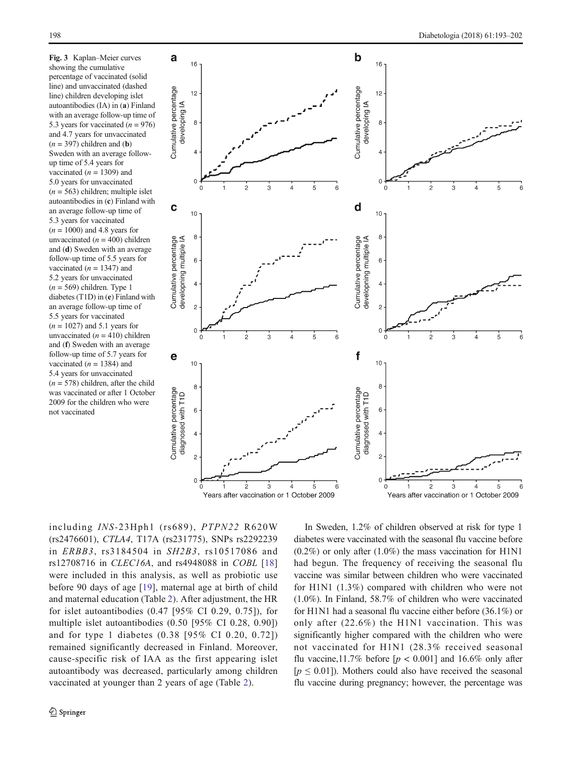**Fig. 3** Kaplan–Meier curves showing the cumulative percentage of vaccinated (solid line) and unvaccinated (dashed line) children developing islet autoantibodies (IA) in (**a**) Finland with an average follow-up time of 5.3 years for vaccinated ($n = 976$) and 4.7 years for unvaccinated ($n = 397$) children and (**b**) Sweden with an average follow-up time of 5.4 years for vaccinated ($n = 1309$) and 5.0 years for unvaccinated ($n = 563$) children; multiple islet autoantibodies in (**c**) Finland with an average follow-up time of 5.3 years for vaccinated ($n = 1000$) and 4.8 years for unvaccinated ($n = 400$) children and (**d**) Sweden with an average follow-up time of 5.5 years for vaccinated ($n = 1347$) and 5.2 years for unvaccinated ($n = 569$) children. Type 1 diabetes (T1D) in (**e**) Finland with an average follow-up time of 5.5 years for vaccinated ($n = 1027$) and 5.1 years for unvaccinated ($n = 410$) children and (**f**) Sweden with an average follow-up time of 5.7 years for vaccinated ($n = 1384$) and 5.4 years for unvaccinated ($n = 578$) children, after the child was vaccinated or after 1 October 2009 for the children who were not vaccinated

including *INS*-23Hph1 (rs689), *PTPN22* R620W (rs2476601), *CTLA4*, T17A (rs231775), SNPs rs2292239 in *ERBB3*, rs3184504 in *SH2B3*, rs10517086 and rs12708716 in *CLEC16A*, and rs4948088 in *COBL* [18] were included in this analysis, as well as probiotic use before 90 days of age [19], maternal age at birth of child and maternal education (Table 2). After adjustment, the HR for islet autoantibodies (0.47 [95% CI 0.29, 0.75]), for multiple islet autoantibodies (0.50 [95% CI 0.28, 0.90]) and for type 1 diabetes (0.38 [95% CI 0.20, 0.72]) remained significantly decreased in Finland. Moreover, cause-specific risk of IAA as the first appearing islet autoantibody was decreased, particularly among children vaccinated at younger than 2 years of age (Table 2).

In Sweden, 1.2% of children observed at risk for type 1 diabetes were vaccinated with the seasonal flu vaccine before (0.2%) or only after (1.0%) the mass vaccination for H1N1 had begun. The frequency of receiving the seasonal flu vaccine was similar between children who were vaccinated for H1N1 (1.3%) compared with children who were not (1.0%). In Finland, 58.7% of children who were vaccinated for H1N1 had a seasonal flu vaccine either before (36.1%) or only after (22.6%) the H1N1 vaccination. This was significantly higher compared with the children who were not vaccinated for H1N1 (28.3% received seasonal flu vaccine, 11.7% before [$p < 0.001$] and 16.6% only after [$p \leq 0.01$]). Mothers could also have received the seasonal flu vaccine during pregnancy; however, the percentage was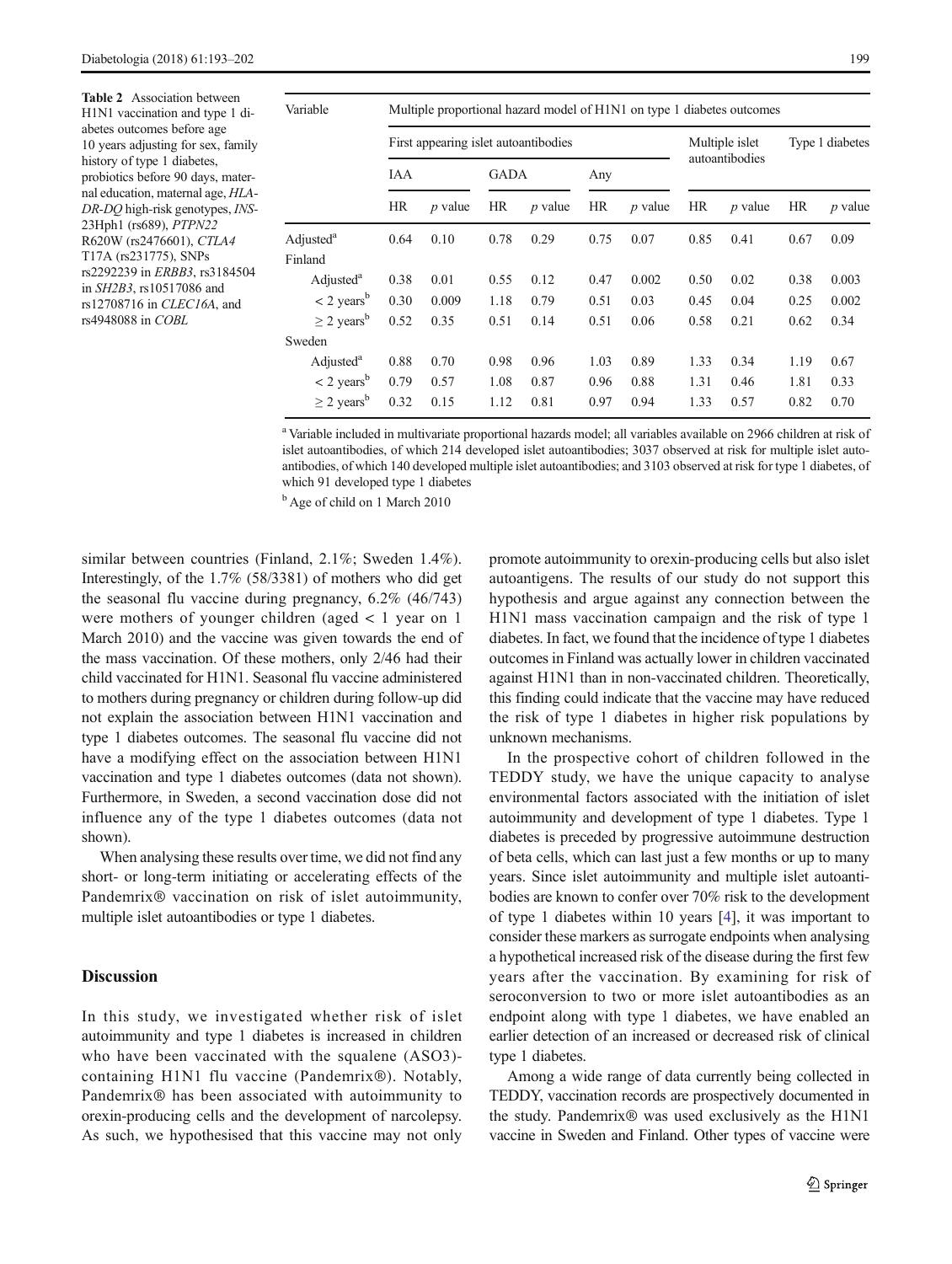**Table 2** Association between H1N1 vaccination and type 1 diabetes outcomes before age 10 years adjusting for sex, family history of type 1 diabetes, probiotics before 90 days, maternal education, maternal age, *HLA-DR-DQ* high-risk genotypes, *INS*-23Hph1 (rs689), *PTPN22* R620W (rs2476601), *CTLA4* T17A (rs231775), SNPs rs2292239 in *ERBB3*, rs3184504 in *SH2B3*, rs10517086 and rs12708716 in *CLEC16A*, and rs4948088 in *COBL*

| Variable | Multiple proportional hazard model of H1N1 on type 1 diabetes outcomes | | | | | | | | | |
|---|---|---|---|---|---|---|---|---|---|---|
| | First appearing islet autoantibodies | | | | | | Multiple islet autoantibodies | | Type 1 diabetes | |
| | IAA | | GADA | | Any | | | | | |
| | HR | *p* value | HR | *p* value | HR | *p* value | HR | *p* value | HR | *p* value |
| Adjusted[a] | 0.64 | 0.10 | 0.78 | 0.29 | 0.75 | 0.07 | 0.85 | 0.41 | 0.67 | 0.09 |
| Finland | | | | | | | | | | |
| Adjusted[a] | 0.38 | 0.01 | 0.55 | 0.12 | 0.47 | 0.002 | 0.50 | 0.02 | 0.38 | 0.003 |
| < 2 years[b] | 0.30 | 0.009 | 1.18 | 0.79 | 0.51 | 0.03 | 0.45 | 0.04 | 0.25 | 0.002 |
| ≥ 2 years[b] | 0.52 | 0.35 | 0.51 | 0.14 | 0.51 | 0.06 | 0.58 | 0.21 | 0.62 | 0.34 |
| Sweden | | | | | | | | | | |
| Adjusted[a] | 0.88 | 0.70 | 0.98 | 0.96 | 1.03 | 0.89 | 1.33 | 0.34 | 1.19 | 0.67 |
| < 2 years[b] | 0.79 | 0.57 | 1.08 | 0.87 | 0.96 | 0.88 | 1.31 | 0.46 | 1.81 | 0.33 |
| ≥ 2 years[b] | 0.32 | 0.15 | 1.12 | 0.81 | 0.97 | 0.94 | 1.33 | 0.57 | 0.82 | 0.70 |

[a] Variable included in multivariate proportional hazards model; all variables available on 2966 children at risk of islet autoantibodies, of which 214 developed islet autoantibodies; 3037 observed at risk for multiple islet autoantibodies, of which 140 developed multiple islet autoantibodies; and 3103 observed at risk for type 1 diabetes, of which 91 developed type 1 diabetes

[b] Age of child on 1 March 2010

similar between countries (Finland, 2.1%; Sweden 1.4%). Interestingly, of the 1.7% (58/3381) of mothers who did get the seasonal flu vaccine during pregnancy, 6.2% (46/743) were mothers of younger children (aged < 1 year on 1 March 2010) and the vaccine was given towards the end of the mass vaccination. Of these mothers, only 2/46 had their child vaccinated for H1N1. Seasonal flu vaccine administered to mothers during pregnancy or children during follow-up did not explain the association between H1N1 vaccination and type 1 diabetes outcomes. The seasonal flu vaccine did not have a modifying effect on the association between H1N1 vaccination and type 1 diabetes outcomes (data not shown). Furthermore, in Sweden, a second vaccination dose did not influence any of the type 1 diabetes outcomes (data not shown).

When analysing these results over time, we did not find any short- or long-term initiating or accelerating effects of the Pandemrix® vaccination on risk of islet autoimmunity, multiple islet autoantibodies or type 1 diabetes.

## Discussion

In this study, we investigated whether risk of islet autoimmunity and type 1 diabetes is increased in children who have been vaccinated with the squalene (ASO3)-containing H1N1 flu vaccine (Pandemrix®). Notably, Pandemrix® has been associated with autoimmunity to orexin-producing cells and the development of narcolepsy. As such, we hypothesised that this vaccine may not only promote autoimmunity to orexin-producing cells but also islet autoantigens. The results of our study do not support this hypothesis and argue against any connection between the H1N1 mass vaccination campaign and the risk of type 1 diabetes. In fact, we found that the incidence of type 1 diabetes outcomes in Finland was actually lower in children vaccinated against H1N1 than in non-vaccinated children. Theoretically, this finding could indicate that the vaccine may have reduced the risk of type 1 diabetes in higher risk populations by unknown mechanisms.

In the prospective cohort of children followed in the TEDDY study, we have the unique capacity to analyse environmental factors associated with the initiation of islet autoimmunity and development of type 1 diabetes. Type 1 diabetes is preceded by progressive autoimmune destruction of beta cells, which can last just a few months or up to many years. Since islet autoimmunity and multiple islet autoantibodies are known to confer over 70% risk to the development of type 1 diabetes within 10 years [4], it was important to consider these markers as surrogate endpoints when analysing a hypothetical increased risk of the disease during the first few years after the vaccination. By examining for risk of seroconversion to two or more islet autoantibodies as an endpoint along with type 1 diabetes, we have enabled an earlier detection of an increased or decreased risk of clinical type 1 diabetes.

Among a wide range of data currently being collected in TEDDY, vaccination records are prospectively documented in the study. Pandemrix® was used exclusively as the H1N1 vaccine in Sweden and Finland. Other types of vaccine were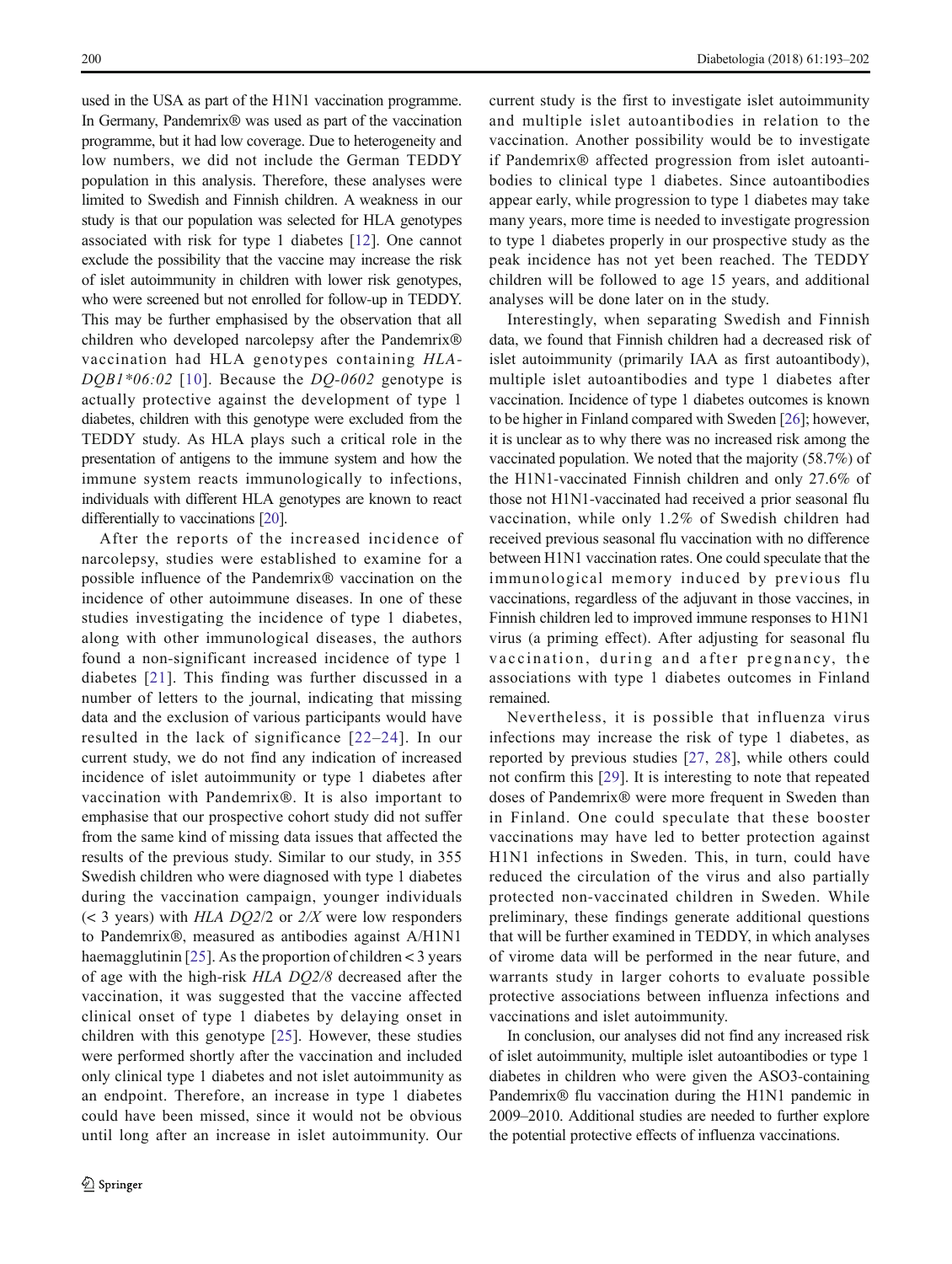used in the USA as part of the H1N1 vaccination programme. In Germany, Pandemrix® was used as part of the vaccination programme, but it had low coverage. Due to heterogeneity and low numbers, we did not include the German TEDDY population in this analysis. Therefore, these analyses were limited to Swedish and Finnish children. A weakness in our study is that our population was selected for HLA genotypes associated with risk for type 1 diabetes [12]. One cannot exclude the possibility that the vaccine may increase the risk of islet autoimmunity in children with lower risk genotypes, who were screened but not enrolled for follow-up in TEDDY. This may be further emphasised by the observation that all children who developed narcolepsy after the Pandemrix® vaccination had HLA genotypes containing *HLA-DQB1*06:02* [10]. Because the *DQ-0602* genotype is actually protective against the development of type 1 diabetes, children with this genotype were excluded from the TEDDY study. As HLA plays such a critical role in the presentation of antigens to the immune system and how the immune system reacts immunologically to infections, individuals with different HLA genotypes are known to react differentially to vaccinations [20].

After the reports of the increased incidence of narcolepsy, studies were established to examine for a possible influence of the Pandemrix® vaccination on the incidence of other autoimmune diseases. In one of these studies investigating the incidence of type 1 diabetes, along with other immunological diseases, the authors found a non-significant increased incidence of type 1 diabetes [21]. This finding was further discussed in a number of letters to the journal, indicating that missing data and the exclusion of various participants would have resulted in the lack of significance [22–24]. In our current study, we do not find any indication of increased incidence of islet autoimmunity or type 1 diabetes after vaccination with Pandemrix®. It is also important to emphasise that our prospective cohort study did not suffer from the same kind of missing data issues that affected the results of the previous study. Similar to our study, in 355 Swedish children who were diagnosed with type 1 diabetes during the vaccination campaign, younger individuals (< 3 years) with *HLA DQ2*/2 or *2/X* were low responders to Pandemrix®, measured as antibodies against A/H1N1 haemagglutinin [25]. As the proportion of children < 3 years of age with the high-risk *HLA DQ2/8* decreased after the vaccination, it was suggested that the vaccine affected clinical onset of type 1 diabetes by delaying onset in children with this genotype [25]. However, these studies were performed shortly after the vaccination and included only clinical type 1 diabetes and not islet autoimmunity as an endpoint. Therefore, an increase in type 1 diabetes could have been missed, since it would not be obvious until long after an increase in islet autoimmunity. Our current study is the first to investigate islet autoimmunity and multiple islet autoantibodies in relation to the vaccination. Another possibility would be to investigate if Pandemrix® affected progression from islet autoantibodies to clinical type 1 diabetes. Since autoantibodies appear early, while progression to type 1 diabetes may take many years, more time is needed to investigate progression to type 1 diabetes properly in our prospective study as the peak incidence has not yet been reached. The TEDDY children will be followed to age 15 years, and additional analyses will be done later on in the study.

Interestingly, when separating Swedish and Finnish data, we found that Finnish children had a decreased risk of islet autoimmunity (primarily IAA as first autoantibody), multiple islet autoantibodies and type 1 diabetes after vaccination. Incidence of type 1 diabetes outcomes is known to be higher in Finland compared with Sweden [26]; however, it is unclear as to why there was no increased risk among the vaccinated population. We noted that the majority (58.7%) of the H1N1-vaccinated Finnish children and only 27.6% of those not H1N1-vaccinated had received a prior seasonal flu vaccination, while only 1.2% of Swedish children had received previous seasonal flu vaccination with no difference between H1N1 vaccination rates. One could speculate that the immunological memory induced by previous flu vaccinations, regardless of the adjuvant in those vaccines, in Finnish children led to improved immune responses to H1N1 virus (a priming effect). After adjusting for seasonal flu vaccination, during and after pregnancy, the associations with type 1 diabetes outcomes in Finland remained.

Nevertheless, it is possible that influenza virus infections may increase the risk of type 1 diabetes, as reported by previous studies [27, 28], while others could not confirm this [29]. It is interesting to note that repeated doses of Pandemrix® were more frequent in Sweden than in Finland. One could speculate that these booster vaccinations may have led to better protection against H1N1 infections in Sweden. This, in turn, could have reduced the circulation of the virus and also partially protected non-vaccinated children in Sweden. While preliminary, these findings generate additional questions that will be further examined in TEDDY, in which analyses of virome data will be performed in the near future, and warrants study in larger cohorts to evaluate possible protective associations between influenza infections and vaccinations and islet autoimmunity.

In conclusion, our analyses did not find any increased risk of islet autoimmunity, multiple islet autoantibodies or type 1 diabetes in children who were given the ASO3-containing Pandemrix® flu vaccination during the H1N1 pandemic in 2009–2010. Additional studies are needed to further explore the potential protective effects of influenza vaccinations.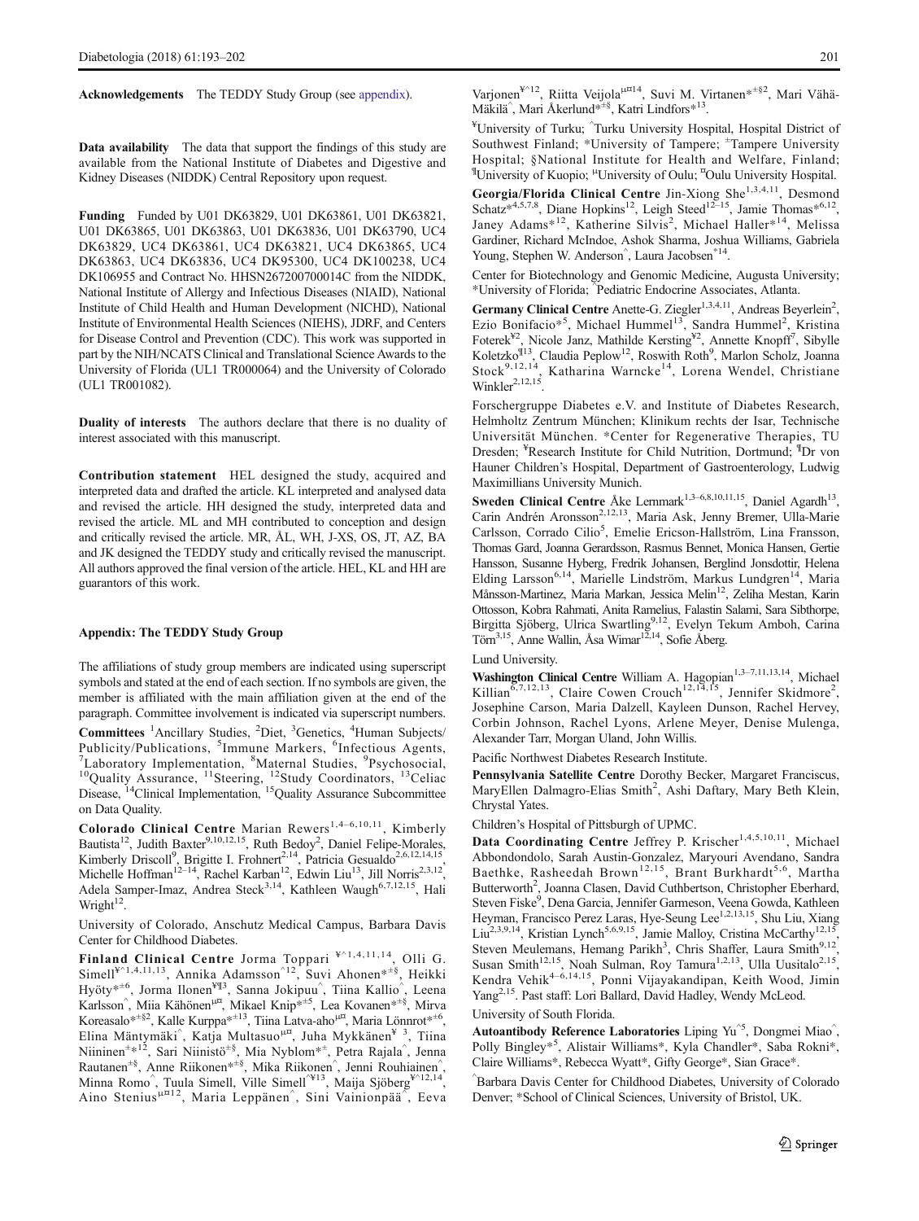**Acknowledgements** The TEDDY Study Group (see appendix).

**Data availability** The data that support the findings of this study are available from the National Institute of Diabetes and Digestive and Kidney Diseases (NIDDK) Central Repository upon request.

**Funding** Funded by U01 DK63829, U01 DK63861, U01 DK63821, U01 DK63865, U01 DK63863, U01 DK63836, U01 DK63790, UC4 DK63829, UC4 DK63861, UC4 DK63821, UC4 DK63865, UC4 DK63863, UC4 DK63836, UC4 DK95300, UC4 DK100238, UC4 DK106955 and Contract No. HHSN267200700014C from the NIDDK, National Institute of Allergy and Infectious Diseases (NIAID), National Institute of Child Health and Human Development (NICHD), National Institute of Environmental Health Sciences (NIEHS), JDRF, and Centers for Disease Control and Prevention (CDC). This work was supported in part by the NIH/NCATS Clinical and Translational Science Awards to the University of Florida (UL1 TR000064) and the University of Colorado (UL1 TR001082).

**Duality of interests** The authors declare that there is no duality of interest associated with this manuscript.

**Contribution statement** HEL designed the study, acquired and interpreted data and drafted the article. KL interpreted and analysed data and revised the article. HH designed the study, interpreted data and revised the article. ML and MH contributed to conception and design and critically revised the article. MR, ÅL, WH, J-XS, OS, JT, AZ, BA and JK designed the TEDDY study and critically revised the manuscript. All authors approved the final version of the article. HEL and HH are guarantors of this work.

## Appendix: The TEDDY Study Group

The affiliations of study group members are indicated using superscript symbols and stated at the end of each section. If no symbols are given, the member is affiliated with the main affiliation given at the end of the paragraph. Committee involvement is indicated via superscript numbers.

**Committees** [1]Ancillary Studies, [2]Diet, [3]Genetics, [4]Human Subjects/Publicity/Publications, [5]Immune Markers, [6]Infectious Agents, [7]Laboratory Implementation, [8]Maternal Studies, [9]Psychosocial, [10]Quality Assurance, [11]Steering, [12]Study Coordinators, [13]Celiac Disease, [14]Clinical Implementation, [15]Quality Assurance Subcommittee on Data Quality.

**Colorado Clinical Centre** Marian Rewers[1,4–6,10,11], Kimberly Bautista[12], Judith Baxter[9,10,12,15], Ruth Bedoy[2], Daniel Felipe-Morales, Kimberly Driscoll[9], Brigitte I. Frohnert[2,14], Patricia Gesualdo[2,6,12,14,15], Michelle Hoffman[12–14], Rachel Karban[12], Edwin Liu[13], Jill Norris[2,3,12], Adela Samper-Imaz, Andrea Steck[3,14], Kathleen Waugh[6,7,12,15], Hali Wright[12].

University of Colorado, Anschutz Medical Campus, Barbara Davis Center for Childhood Diabetes.

**Finland Clinical Centre** Jorma Toppari [¥^1,4,11,14], Olli G. Simell[¥^1,4,11,13], Annika Adamsson[^12], Suvi Ahonen[*±§], Heikki Hyöty[*±6], Jorma Ilonen[¥¶3], Sanna Jokipuu[^], Tiina Kallio[^], Leena Karlsson[^], Miia Kähönen[μ¤], Mikael Knip[*±5], Lea Kovanen[*±§], Mirva Koreasalo[*±§2], Kalle Kurppa[*±13], Tiina Latva-aho[μ¤], Maria Lönnrot[*±6], Elina Mäntymäki[^], Katja Multasuo[μ¤], Juha Mykkänen[¥ 3], Tiina Niininen[±*12], Sari Niinistö[±§], Mia Nyblom[*±], Petra Rajala[^], Jenna Rautanen[±§], Anne Riikonen[*±§], Mika Riikonen[^], Jenni Rouhiainen[^], Minna Romo[^], Tuula Simell, Ville Simell[^¥13], Maija Sjöberg[¥^12,14], Aino Stenius[μ¤12], Maria Leppänen[^], Sini Vainionpää[^], Eeva Varjonen[¥^12], Riitta Veijola[μ¤14], Suvi M. Virtanen[*±§2], Mari Vähä-Mäkilä[^], Mari Åkerlund[*±§], Katri Lindfors[*13].

[¥]University of Turku; [^]Turku University Hospital, Hospital District of Southwest Finland; [*]University of Tampere; [±]Tampere University Hospital; §National Institute for Health and Welfare, Finland; [¶]University of Kuopio; [μ]University of Oulu; [¤]Oulu University Hospital.

**Georgia/Florida Clinical Centre** Jin-Xiong She[1,3,4,11], Desmond Schatz[*4,5,7,8], Diane Hopkins[12], Leigh Steed[12–15], Jamie Thomas[*6,12], Janey Adams[*12], Katherine Silvis[2], Michael Haller[*14], Melissa Gardiner, Richard McIndoe, Ashok Sharma, Joshua Williams, Gabriela Young, Stephen W. Anderson[^], Laura Jacobsen[*14].

Center for Biotechnology and Genomic Medicine, Augusta University; [*]University of Florida; [^]Pediatric Endocrine Associates, Atlanta.

**Germany Clinical Centre** Anette-G. Ziegler[1,3,4,11], Andreas Beyerlein[2], Ezio Bonifacio[*5], Michael Hummel[13], Sandra Hummel[2], Kristina Foterek[¥2], Nicole Janz, Mathilde Kersting[¥2], Annette Knopff[7], Sibylle Koletzko[¶13], Claudia Peplow[12], Roswith Roth[9], Marlon Scholz, Joanna Stock[9,12,14], Katharina Warncke[14], Lorena Wendel, Christiane Winkler[2,12,15].

Forschergruppe Diabetes e.V. and Institute of Diabetes Research, Helmholtz Zentrum München; Klinikum rechts der Isar, Technische Universität München. [*]Center for Regenerative Therapies, TU Dresden; [¥]Research Institute for Child Nutrition, Dortmund; [¶]Dr von Hauner Children's Hospital, Department of Gastroenterology, Ludwig Maximillians University Munich.

**Sweden Clinical Centre** Åke Lernmark[1,3–6,8,10,11,15], Daniel Agardh[13], Carin Andrén Aronsson[2,12,13], Maria Ask, Jenny Bremer, Ulla-Marie Carlsson, Corrado Cilio[5], Emelie Ericson-Hallström, Lina Fransson, Thomas Gard, Joanna Gerardsson, Rasmus Bennet, Monica Hansen, Gertie Hansson, Susanne Hyberg, Fredrik Johansen, Berglind Jonsdottir, Helena Elding Larsson[6,14], Marielle Lindström, Markus Lundgren[14], Maria Månsson-Martinez, Maria Markan, Jessica Melin[12], Zeliha Mestan, Karin Ottosson, Kobra Rahmati, Anita Ramelius, Falastin Salami, Sara Sibthorpe, Birgitta Sjöberg, Ulrica Swartling[9,12], Evelyn Tekum Amboh, Carina Törn[3,15], Anne Wallin, Åsa Wimar[12,14], Sofie Åberg.

Lund University.

**Washington Clinical Centre** William A. Hagopian[1,3–7,11,13,14], Michael Killian[6,7,12,13], Claire Cowen Crouch[12,14,15], Jennifer Skidmore[2], Josephine Carson, Maria Dalzell, Kayleen Dunson, Rachel Hervey, Corbin Johnson, Rachel Lyons, Arlene Meyer, Denise Mulenga, Alexander Tarr, Morgan Uland, John Willis.

Pacific Northwest Diabetes Research Institute.

**Pennsylvania Satellite Centre** Dorothy Becker, Margaret Franciscus, MaryEllen Dalmagro-Elias Smith[2], Ashi Daftary, Mary Beth Klein, Chrystal Yates.

Children's Hospital of Pittsburgh of UPMC.

**Data Coordinating Centre** Jeffrey P. Krischer[1,4,5,10,11], Michael Abbondondolo, Sarah Austin-Gonzalez, Maryouri Avendano, Sandra Baethke, Rasheedah Brown[12,15], Brant Burkhardt[5,6], Martha Butterworth[2], Joanna Clasen, David Cuthbertson, Christopher Eberhard, Steven Fiske[9], Dena Garcia, Jennifer Garmeson, Veena Gowda, Kathleen Heyman, Francisco Perez Laras, Hye-Seung Lee[1,2,13,15], Shu Liu, Xiang Liu[2,3,9,14], Kristian Lynch[5,6,9,15], Jamie Malloy, Cristina McCarthy[12,15], Steven Meulemans, Hemang Parikh[3], Chris Shaffer, Laura Smith[9,12], Susan Smith[12,15], Noah Sulman, Roy Tamura[1,2,13], Ulla Uusitalo[2,15], Kendra Vehik[4–6,14,15], Ponni Vijayakandipan, Keith Wood, Jimin Yang[2,15]. Past staff: Lori Ballard, David Hadley, Wendy McLeod.

University of South Florida.

**Autoantibody Reference Laboratories** Liping Yu[^5], Dongmei Miao[^], Polly Bingley[*5], Alistair Williams*, Kyla Chandler*, Saba Rokni*, Claire Williams*, Rebecca Wyatt*, Gifty George*, Sian Grace*.

[^]Barbara Davis Center for Childhood Diabetes, University of Colorado Denver; [*]School of Clinical Sciences, University of Bristol, UK.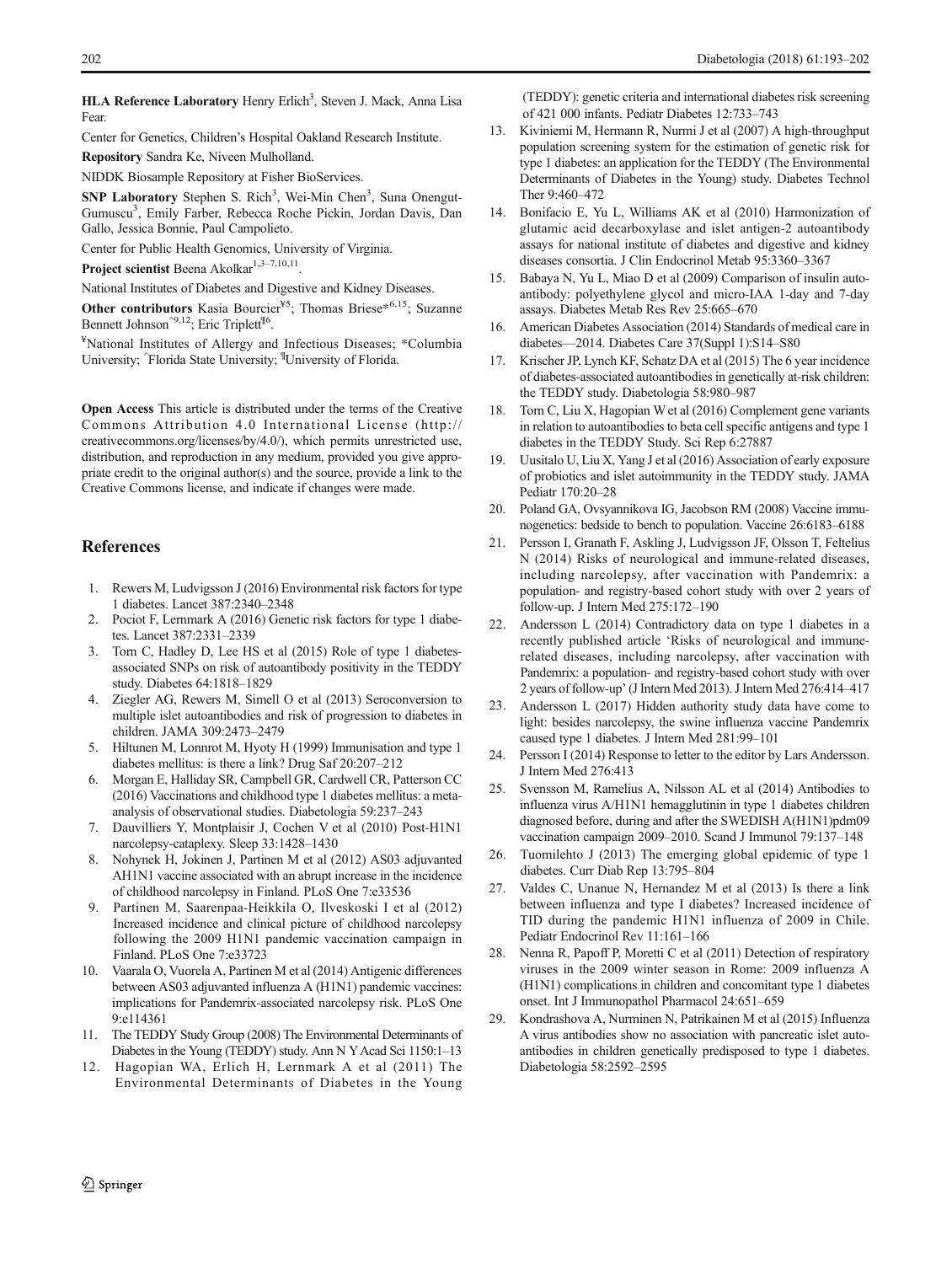**HLA Reference Laboratory** Henry Erlich[3], Steven J. Mack, Anna Lisa Fear.

Center for Genetics, Children's Hospital Oakland Research Institute.

**Repository** Sandra Ke, Niveen Mulholland.

NIDDK Biosample Repository at Fisher BioServices.

**SNP Laboratory** Stephen S. Rich[3], Wei-Min Chen[3], Suna Onengut-Gumuscu[3], Emily Farber, Rebecca Roche Pickin, Jordan Davis, Dan Gallo, Jessica Bonnie, Paul Campolieto.

Center for Public Health Genomics, University of Virginia.

**Project scientist** Beena Akolkar[1,3–7,10,11].

National Institutes of Diabetes and Digestive and Kidney Diseases.

**Other contributors** Kasia Bourcier[¥5]; Thomas Briese[*6,15]; Suzanne Bennett Johnson[^9,12]; Eric Triplett[¶6].

[¥]National Institutes of Allergy and Infectious Diseases; [*]Columbia University; [^]Florida State University; [¶]University of Florida.

**Open Access** This article is distributed under the terms of the Creative Commons Attribution 4.0 International License (http://creativecommons.org/licenses/by/4.0/), which permits unrestricted use, distribution, and reproduction in any medium, provided you give appropriate credit to the original author(s) and the source, provide a link to the Creative Commons license, and indicate if changes were made.

## References

1. Rewers M, Ludvigsson J (2016) Environmental risk factors for type 1 diabetes. Lancet 387:2340–2348
2. Pociot F, Lernmark A (2016) Genetic risk factors for type 1 diabetes. Lancet 387:2331–2339
3. Torn C, Hadley D, Lee HS et al (2015) Role of type 1 diabetes-associated SNPs on risk of autoantibody positivity in the TEDDY study. Diabetes 64:1818–1829
4. Ziegler AG, Rewers M, Simell O et al (2013) Seroconversion to multiple islet autoantibodies and risk of progression to diabetes in children. JAMA 309:2473–2479
5. Hiltunen M, Lonnrot M, Hyoty H (1999) Immunisation and type 1 diabetes mellitus: is there a link? Drug Saf 20:207–212
6. Morgan E, Halliday SR, Campbell GR, Cardwell CR, Patterson CC (2016) Vaccinations and childhood type 1 diabetes mellitus: a meta-analysis of observational studies. Diabetologia 59:237–243
7. Dauvilliers Y, Montplaisir J, Cochen V et al (2010) Post-H1N1 narcolepsy-cataplexy. Sleep 33:1428–1430
8. Nohynek H, Jokinen J, Partinen M et al (2012) AS03 adjuvanted AH1N1 vaccine associated with an abrupt increase in the incidence of childhood narcolepsy in Finland. PLoS One 7:e33536
9. Partinen M, Saarenpaa-Heikkila O, Ilveskoski I et al (2012) Increased incidence and clinical picture of childhood narcolepsy following the 2009 H1N1 pandemic vaccination campaign in Finland. PLoS One 7:e33723
10. Vaarala O, Vuorela A, Partinen M et al (2014) Antigenic differences between AS03 adjuvanted influenza A (H1N1) pandemic vaccines: implications for Pandemrix-associated narcolepsy risk. PLoS One 9:e114361
11. The TEDDY Study Group (2008) The Environmental Determinants of Diabetes in the Young (TEDDY) study. Ann N Y Acad Sci 1150:1–13
12. Hagopian WA, Erlich H, Lernmark A et al (2011) The Environmental Determinants of Diabetes in the Young (TEDDY): genetic criteria and international diabetes risk screening of 421 000 infants. Pediatr Diabetes 12:733–743
13. Kiviniemi M, Hermann R, Nurmi J et al (2007) A high-throughput population screening system for the estimation of genetic risk for type 1 diabetes: an application for the TEDDY (The Environmental Determinants of Diabetes in the Young) study. Diabetes Technol Ther 9:460–472
14. Bonifacio E, Yu L, Williams AK et al (2010) Harmonization of glutamic acid decarboxylase and islet antigen-2 autoantibody assays for national institute of diabetes and digestive and kidney diseases consortia. J Clin Endocrinol Metab 95:3360–3367
15. Babaya N, Yu L, Miao D et al (2009) Comparison of insulin autoantibody: polyethylene glycol and micro-IAA 1-day and 7-day assays. Diabetes Metab Res Rev 25:665–670
16. American Diabetes Association (2014) Standards of medical care in diabetes—2014. Diabetes Care 37(Suppl 1):S14–S80
17. Krischer JP, Lynch KF, Schatz DA et al (2015) The 6 year incidence of diabetes-associated autoantibodies in genetically at-risk children: the TEDDY study. Diabetologia 58:980–987
18. Torn C, Liu X, Hagopian W et al (2016) Complement gene variants in relation to autoantibodies to beta cell specific antigens and type 1 diabetes in the TEDDY Study. Sci Rep 6:27887
19. Uusitalo U, Liu X, Yang J et al (2016) Association of early exposure of probiotics and islet autoimmunity in the TEDDY study. JAMA Pediatr 170:20–28
20. Poland GA, Ovsyannikova IG, Jacobson RM (2008) Vaccine immunogenetics: bedside to bench to population. Vaccine 26:6183–6188
21. Persson I, Granath F, Askling J, Ludvigsson JF, Olsson T, Feltelius N (2014) Risks of neurological and immune-related diseases, including narcolepsy, after vaccination with Pandemrix: a population- and registry-based cohort study with over 2 years of follow-up. J Intern Med 275:172–190
22. Andersson L (2014) Contradictory data on type 1 diabetes in a recently published article 'Risks of neurological and immune-related diseases, including narcolepsy, after vaccination with Pandemrix: a population- and registry-based cohort study with over 2 years of follow-up' (J Intern Med 2013). J Intern Med 276:414–417
23. Andersson L (2017) Hidden authority study data have come to light: besides narcolepsy, the swine influenza vaccine Pandemrix caused type 1 diabetes. J Intern Med 281:99–101
24. Persson I (2014) Response to letter to the editor by Lars Andersson. J Intern Med 276:413
25. Svensson M, Ramelius A, Nilsson AL et al (2014) Antibodies to influenza virus A/H1N1 hemagglutinin in type 1 diabetes children diagnosed before, during and after the SWEDISH A(H1N1)pdm09 vaccination campaign 2009–2010. Scand J Immunol 79:137–148
26. Tuomilehto J (2013) The emerging global epidemic of type 1 diabetes. Curr Diab Rep 13:795–804
27. Valdes C, Unanue N, Hernandez M et al (2013) Is there a link between influenza and type I diabetes? Increased incidence of TID during the pandemic H1N1 influenza of 2009 in Chile. Pediatr Endocrinol Rev 11:161–166
28. Nenna R, Papoff P, Moretti C et al (2011) Detection of respiratory viruses in the 2009 winter season in Rome: 2009 influenza A (H1N1) complications in children and concomitant type 1 diabetes onset. Int J Immunopathol Pharmacol 24:651–659
29. Kondrashova A, Nurminen N, Patrikainen M et al (2015) Influenza A virus antibodies show no association with pancreatic islet autoantibodies in children genetically predisposed to type 1 diabetes. Diabetologia 58:2592–2595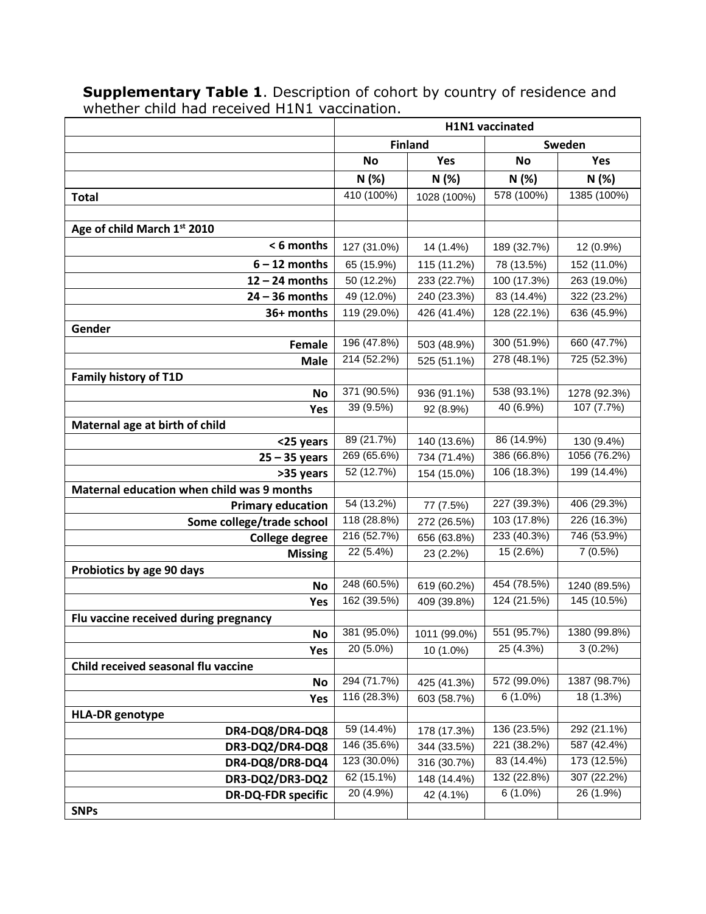**Supplementary Table 1**. Description of cohort by country of residence and whether child had received H1N1 vaccination.

| | H1N1 vaccinated | | | |
|---|---|---|---|---|
| | Finland | | Sweden | |
| | No | Yes | No | Yes |
| | N (%) | N (%) | N (%) | N (%) |
| **Total** | 410 (100%) | 1028 (100%) | 578 (100%) | 1385 (100%) |
| | | | | |
| **Age of child March 1st 2010** | | | | |
| < 6 months | 127 (31.0%) | 14 (1.4%) | 189 (32.7%) | 12 (0.9%) |
| 6 – 12 months | 65 (15.9%) | 115 (11.2%) | 78 (13.5%) | 152 (11.0%) |
| 12 – 24 months | 50 (12.2%) | 233 (22.7%) | 100 (17.3%) | 263 (19.0%) |
| 24 – 36 months | 49 (12.0%) | 240 (23.3%) | 83 (14.4%) | 322 (23.2%) |
| 36+ months | 119 (29.0%) | 426 (41.4%) | 128 (22.1%) | 636 (45.9%) |
| **Gender** | | | | |
| Female | 196 (47.8%) | 503 (48.9%) | 300 (51.9%) | 660 (47.7%) |
| Male | 214 (52.2%) | 525 (51.1%) | 278 (48.1%) | 725 (52.3%) |
| **Family history of T1D** | | | | |
| No | 371 (90.5%) | 936 (91.1%) | 538 (93.1%) | 1278 (92.3%) |
| Yes | 39 (9.5%) | 92 (8.9%) | 40 (6.9%) | 107 (7.7%) |
| **Maternal age at birth of child** | | | | |
| <25 years | 89 (21.7%) | 140 (13.6%) | 86 (14.9%) | 130 (9.4%) |
| 25 – 35 years | 269 (65.6%) | 734 (71.4%) | 386 (66.8%) | 1056 (76.2%) |
| >35 years | 52 (12.7%) | 154 (15.0%) | 106 (18.3%) | 199 (14.4%) |
| **Maternal education when child was 9 months** | | | | |
| Primary education | 54 (13.2%) | 77 (7.5%) | 227 (39.3%) | 406 (29.3%) |
| Some college/trade school | 118 (28.8%) | 272 (26.5%) | 103 (17.8%) | 226 (16.3%) |
| College degree | 216 (52.7%) | 656 (63.8%) | 233 (40.3%) | 746 (53.9%) |
| Missing | 22 (5.4%) | 23 (2.2%) | 15 (2.6%) | 7 (0.5%) |
| **Probiotics by age 90 days** | | | | |
| No | 248 (60.5%) | 619 (60.2%) | 454 (78.5%) | 1240 (89.5%) |
| Yes | 162 (39.5%) | 409 (39.8%) | 124 (21.5%) | 145 (10.5%) |
| **Flu vaccine received during pregnancy** | | | | |
| No | 381 (95.0%) | 1011 (99.0%) | 551 (95.7%) | 1380 (99.8%) |
| Yes | 20 (5.0%) | 10 (1.0%) | 25 (4.3%) | 3 (0.2%) |
| **Child received seasonal flu vaccine** | | | | |
| No | 294 (71.7%) | 425 (41.3%) | 572 (99.0%) | 1387 (98.7%) |
| Yes | 116 (28.3%) | 603 (58.7%) | 6 (1.0%) | 18 (1.3%) |
| **HLA-DR genotype** | | | | |
| DR4-DQ8/DR4-DQ8 | 59 (14.4%) | 178 (17.3%) | 136 (23.5%) | 292 (21.1%) |
| DR3-DQ2/DR4-DQ8 | 146 (35.6%) | 344 (33.5%) | 221 (38.2%) | 587 (42.4%) |
| DR4-DQ8/DR8-DQ4 | 123 (30.0%) | 316 (30.7%) | 83 (14.4%) | 173 (12.5%) |
| DR3-DQ2/DR3-DQ2 | 62 (15.1%) | 148 (14.4%) | 132 (22.8%) | 307 (22.2%) |
| DR-DQ-FDR specific | 20 (4.9%) | 42 (4.1%) | 6 (1.0%) | 26 (1.9%) |
| **SNPs** | | | | |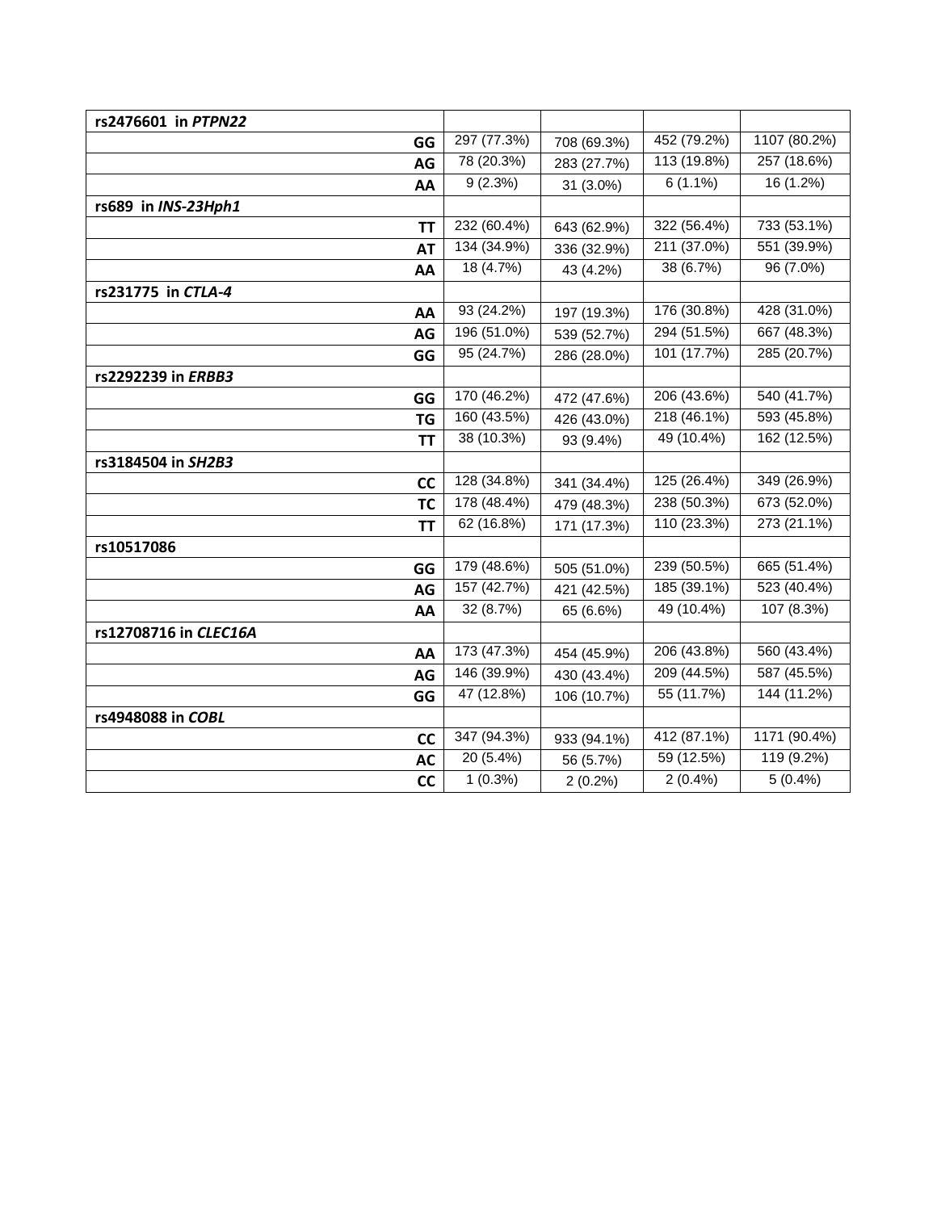| | | | | |
|---|---|---|---|---|
| **rs2476601 in *PTPN22*** | | | | |
| **GG** | 297 (77.3%) | 708 (69.3%) | 452 (79.2%) | 1107 (80.2%) |
| **AG** | 78 (20.3%) | 283 (27.7%) | 113 (19.8%) | 257 (18.6%) |
| **AA** | 9 (2.3%) | 31 (3.0%) | 6 (1.1%) | 16 (1.2%) |
| **rs689 in *INS-23Hph1*** | | | | |
| **TT** | 232 (60.4%) | 643 (62.9%) | 322 (56.4%) | 733 (53.1%) |
| **AT** | 134 (34.9%) | 336 (32.9%) | 211 (37.0%) | 551 (39.9%) |
| **AA** | 18 (4.7%) | 43 (4.2%) | 38 (6.7%) | 96 (7.0%) |
| **rs231775 in *CTLA-4*** | | | | |
| **AA** | 93 (24.2%) | 197 (19.3%) | 176 (30.8%) | 428 (31.0%) |
| **AG** | 196 (51.0%) | 539 (52.7%) | 294 (51.5%) | 667 (48.3%) |
| **GG** | 95 (24.7%) | 286 (28.0%) | 101 (17.7%) | 285 (20.7%) |
| **rs2292239 in *ERBB3*** | | | | |
| **GG** | 170 (46.2%) | 472 (47.6%) | 206 (43.6%) | 540 (41.7%) |
| **TG** | 160 (43.5%) | 426 (43.0%) | 218 (46.1%) | 593 (45.8%) |
| **TT** | 38 (10.3%) | 93 (9.4%) | 49 (10.4%) | 162 (12.5%) |
| **rs3184504 in *SH2B3*** | | | | |
| **CC** | 128 (34.8%) | 341 (34.4%) | 125 (26.4%) | 349 (26.9%) |
| **TC** | 178 (48.4%) | 479 (48.3%) | 238 (50.3%) | 673 (52.0%) |
| **TT** | 62 (16.8%) | 171 (17.3%) | 110 (23.3%) | 273 (21.1%) |
| **rs10517086** | | | | |
| **GG** | 179 (48.6%) | 505 (51.0%) | 239 (50.5%) | 665 (51.4%) |
| **AG** | 157 (42.7%) | 421 (42.5%) | 185 (39.1%) | 523 (40.4%) |
| **AA** | 32 (8.7%) | 65 (6.6%) | 49 (10.4%) | 107 (8.3%) |
| **rs12708716 in *CLEC16A*** | | | | |
| **AA** | 173 (47.3%) | 454 (45.9%) | 206 (43.8%) | 560 (43.4%) |
| **AG** | 146 (39.9%) | 430 (43.4%) | 209 (44.5%) | 587 (45.5%) |
| **GG** | 47 (12.8%) | 106 (10.7%) | 55 (11.7%) | 144 (11.2%) |
| **rs4948088 in *COBL*** | | | | |
| **CC** | 347 (94.3%) | 933 (94.1%) | 412 (87.1%) | 1171 (90.4%) |
| **AC** | 20 (5.4%) | 56 (5.7%) | 59 (12.5%) | 119 (9.2%) |
| **CC** | 1 (0.3%) | 2 (0.2%) | 2 (0.4%) | 5 (0.4%) |